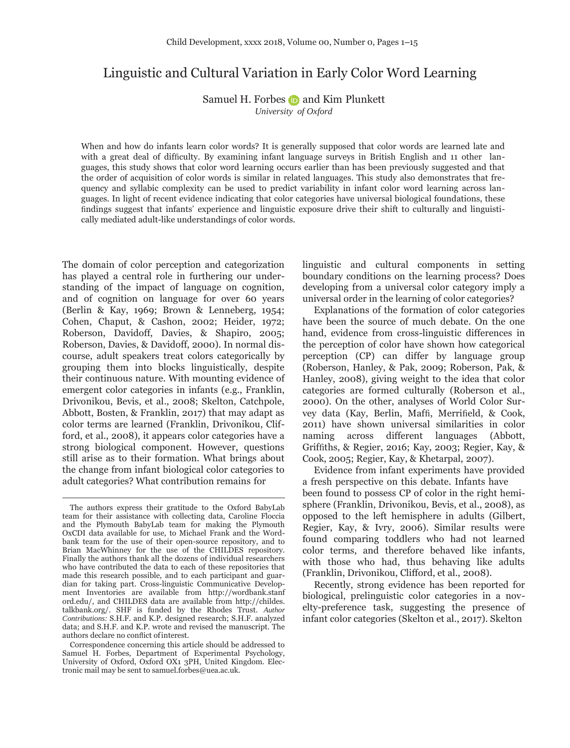# Linguistic and Cultural Variation in Early Color Word Learning

Samuel H. Forbes and Kim Plunkett

*University of Oxford*

When and how do infants learn color words? It is generally supposed that color words are learned late and with a great deal of difficulty. By examining infant language surveys in British English and 11 other languages, this study shows that color word learning occurs earlier than has been previously suggested and that the order of acquisition of color words is similar in related languages. This study also demonstrates that frequency and syllabic complexity can be used to predict variability in infant color word learning across languages. In light of recent evidence indicating that color categories have universal biological foundations, these findings suggest that infants' experience and linguistic exposure drive their shift to culturally and linguistically mediated adult-like understandings of color words.

The domain of color perception and categorization has played a central role in furthering our understanding of the impact of language on cognition, and of cognition on language for over 60 years (Berlin & Kay, 1969; Brown & Lenneberg, 1954; Cohen, Chaput, & Cashon, 2002; Heider, 1972; Roberson, Davidoff, Davies, & Shapiro, 2005; Roberson, Davies, & Davidoff, 2000). In normal discourse, adult speakers treat colors categorically by grouping them into blocks linguistically, despite their continuous nature. With mounting evidence of emergent color categories in infants (e.g., Franklin, Drivonikou, Bevis, et al., 2008; Skelton, Catchpole, Abbott, Bosten, & Franklin, 2017) that may adapt as color terms are learned (Franklin, Drivonikou, Clifford, et al., 2008), it appears color categories have a strong biological component. However, questions still arise as to their formation. What brings about the change from infant biological color categories to adult categories? What contribution remains for linguistic and cultural components in setting boundary conditions on the learning process? Does developing from a universal color category imply a universal order in the learning of color categories?

Explanations of the formation of color categories have been the source of much debate. On the one hand, evidence from cross-linguistic differences in the perception of color have shown how categorical perception (CP) can differ by language group (Roberson, Hanley, & Pak, 2009; Roberson, Pak, & Hanley, 2008), giving weight to the idea that color categories are formed culturally (Roberson et al., 2000). On the other, analyses of World Color Survey data (Kay, Berlin, Maffi, Merrifield, & Cook, 2011) have shown universal similarities in color naming across different languages (Abbott, Griffiths, & Regier, 2016; Kay, 2003; Regier, Kay, & Cook, 2005; Regier, Kay, & Khetarpal, 2007).

Evidence from infant experiments have provided a fresh perspective on this debate. Infants have been found to possess CP of color in the right hemisphere (Franklin, Drivonikou, Bevis, et al., 2008), as opposed to the left hemisphere in adults (Gilbert, Regier, Kay, & Ivry, 2006). Similar results were found comparing toddlers who had not learned color terms, and therefore behaved like infants, with those who had, thus behaving like adults (Franklin, Drivonikou, Clifford, et al., 2008).

Recently, strong evidence has been reported for biological, prelinguistic color categories in a novelty-preference task, suggesting the presence of infant color categories (Skelton et al., 2017). Skelton

---

The authors express their gratitude to the Oxford BabyLab team for their assistance with collecting data, Caroline Floccia and the Plymouth BabyLab team for making the Plymouth OxCDI data available for use, to Michael Frank and the Wordbank team for the use of their open-source repository, and to Brian MacWhinney for the use of the CHILDES repository. Finally the authors thank all the dozens of individual researchers who have contributed the data to each of these repositories that made this research possible, and to each participant and guardian for taking part. Cross-linguistic Communicative Development Inventories are available from http://wordbank.stanford.edu/, and CHILDES data are available from http://childes.talkbank.org/. SHF is funded by the Rhodes Trust. *Author Contributions:* S.H.F. and K.P. designed research; S.H.F. analyzed data; and S.H.F. and K.P. wrote and revised the manuscript. The authors declare no conflict of interest.

Correspondence concerning this article should be addressed to Samuel H. Forbes, Department of Experimental Psychology, University of Oxford, Oxford OX1 3PH, United Kingdom. Electronic mail may be sent to samuel.forbes@uea.ac.uk.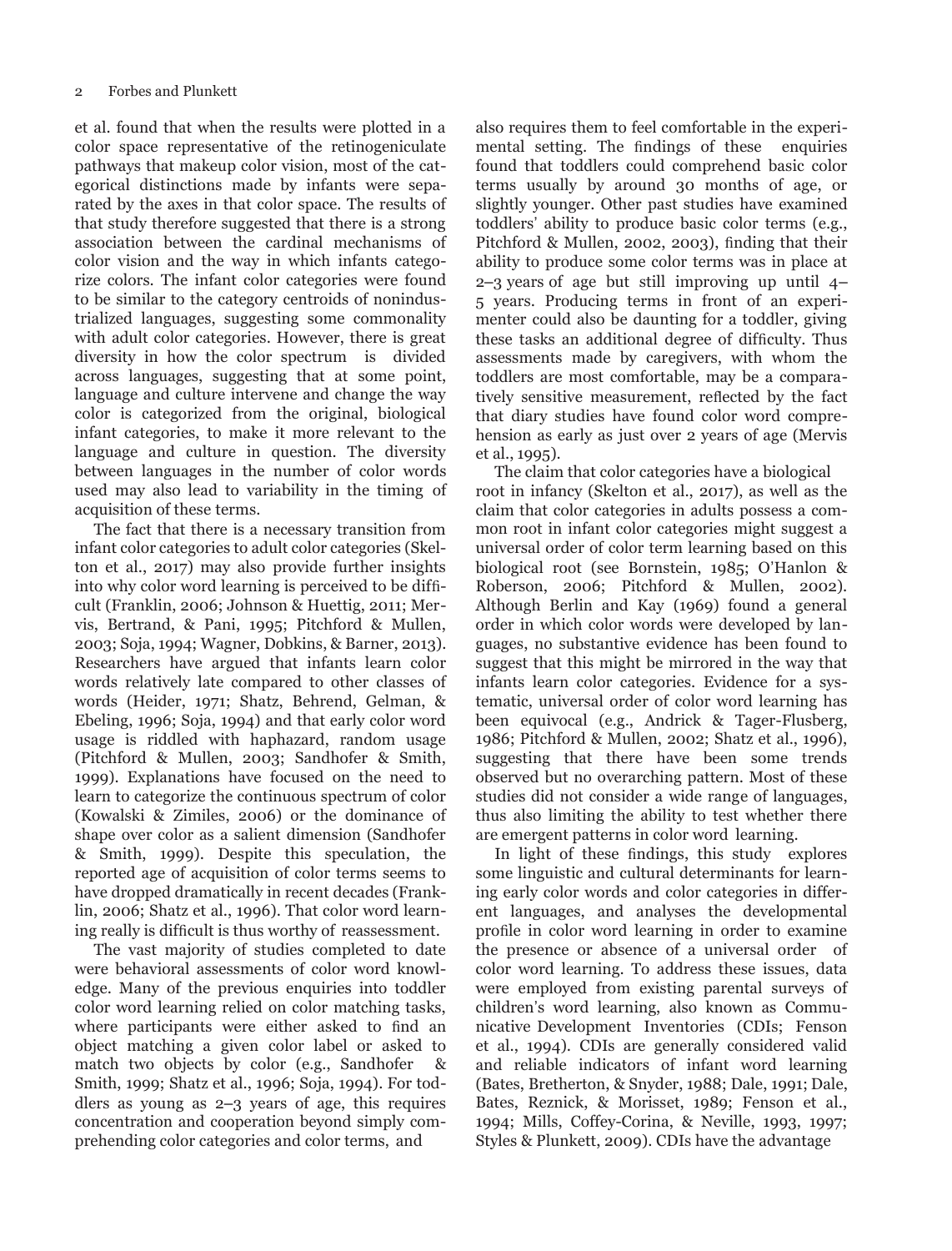et al. found that when the results were plotted in a color space representative of the retinogeniculate pathways that makeup color vision, most of the categorical distinctions made by infants were separated by the axes in that color space. The results of that study therefore suggested that there is a strong association between the cardinal mechanisms of color vision and the way in which infants categorize colors. The infant color categories were found to be similar to the category centroids of nonindustrialized languages, suggesting some commonality with adult color categories. However, there is great diversity in how the color spectrum is divided across languages, suggesting that at some point, language and culture intervene and change the way color is categorized from the original, biological infant categories, to make it more relevant to the language and culture in question. The diversity between languages in the number of color words used may also lead to variability in the timing of acquisition of these terms.

The fact that there is a necessary transition from infant color categories to adult color categories (Skelton et al., 2017) may also provide further insights into why color word learning is perceived to be difficult (Franklin, 2006; Johnson & Huettig, 2011; Mervis, Bertrand, & Pani, 1995; Pitchford & Mullen, 2003; Soja, 1994; Wagner, Dobkins, & Barner, 2013). Researchers have argued that infants learn color words relatively late compared to other classes of words (Heider, 1971; Shatz, Behrend, Gelman, & Ebeling, 1996; Soja, 1994) and that early color word usage is riddled with haphazard, random usage (Pitchford & Mullen, 2003; Sandhofer & Smith, 1999). Explanations have focused on the need to learn to categorize the continuous spectrum of color (Kowalski & Zimiles, 2006) or the dominance of shape over color as a salient dimension (Sandhofer & Smith, 1999). Despite this speculation, the reported age of acquisition of color terms seems to have dropped dramatically in recent decades (Franklin, 2006; Shatz et al., 1996). That color word learning really is difficult is thus worthy of reassessment.

The vast majority of studies completed to date were behavioral assessments of color word knowledge. Many of the previous enquiries into toddler color word learning relied on color matching tasks, where participants were either asked to find an object matching a given color label or asked to match two objects by color (e.g., Sandhofer & Smith, 1999; Shatz et al., 1996; Soja, 1994). For toddlers as young as 2–3 years of age, this requires concentration and cooperation beyond simply comprehending color categories and color terms, and also requires them to feel comfortable in the experimental setting. The findings of these enquiries found that toddlers could comprehend basic color terms usually by around 30 months of age, or slightly younger. Other past studies have examined toddlers' ability to produce basic color terms (e.g., Pitchford & Mullen, 2002, 2003), finding that their ability to produce some color terms was in place at 2–3 years of age but still improving up until 4–5 years. Producing terms in front of an experimenter could also be daunting for a toddler, giving these tasks an additional degree of difficulty. Thus assessments made by caregivers, with whom the toddlers are most comfortable, may be a comparatively sensitive measurement, reflected by the fact that diary studies have found color word comprehension as early as just over 2 years of age (Mervis et al., 1995).

The claim that color categories have a biological root in infancy (Skelton et al., 2017), as well as the claim that color categories in adults possess a common root in infant color categories might suggest a universal order of color term learning based on this biological root (see Bornstein, 1985; O'Hanlon & Roberson, 2006; Pitchford & Mullen, 2002). Although Berlin and Kay (1969) found a general order in which color words were developed by languages, no substantive evidence has been found to suggest that this might be mirrored in the way that infants learn color categories. Evidence for a systematic, universal order of color word learning has been equivocal (e.g., Andrick & Tager-Flusberg, 1986; Pitchford & Mullen, 2002; Shatz et al., 1996), suggesting that there have been some trends observed but no overarching pattern. Most of these studies did not consider a wide range of languages, thus also limiting the ability to test whether there are emergent patterns in color word learning.

In light of these findings, this study explores some linguistic and cultural determinants for learning early color words and color categories in different languages, and analyses the developmental profile in color word learning in order to examine the presence or absence of a universal order of color word learning. To address these issues, data were employed from existing parental surveys of children's word learning, also known as Communicative Development Inventories (CDIs; Fenson et al., 1994). CDIs are generally considered valid and reliable indicators of infant word learning (Bates, Bretherton, & Snyder, 1988; Dale, 1991; Dale, Bates, Reznick, & Morisset, 1989; Fenson et al., 1994; Mills, Coffey-Corina, & Neville, 1993, 1997; Styles & Plunkett, 2009). CDIs have the advantage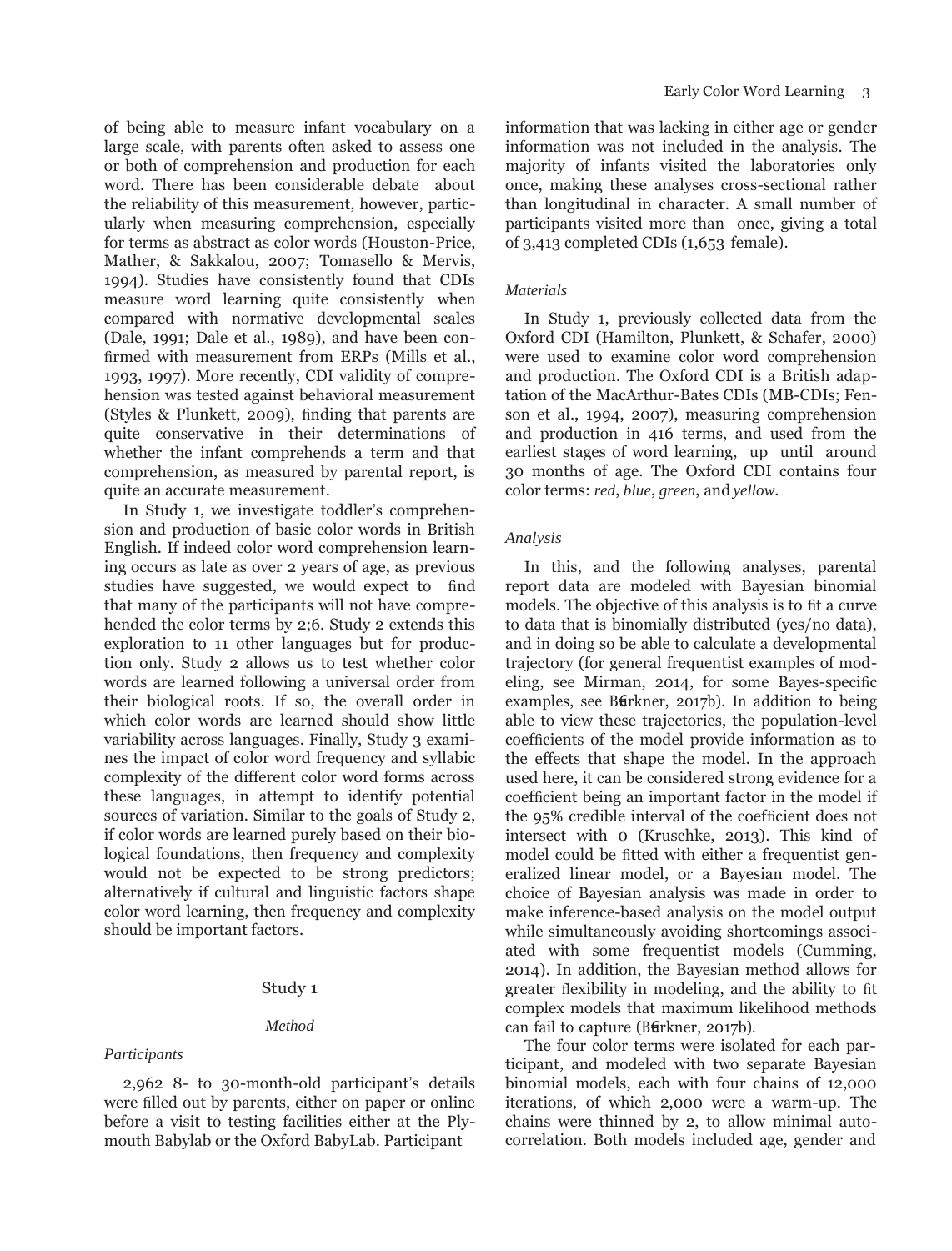of being able to measure infant vocabulary on a large scale, with parents often asked to assess one or both of comprehension and production for each word. There has been considerable debate about the reliability of this measurement, however, particularly when measuring comprehension, especially for terms as abstract as color words (Houston-Price, Mather, & Sakkalou, 2007; Tomasello & Mervis, 1994). Studies have consistently found that CDIs measure word learning quite consistently when compared with normative developmental scales (Dale, 1991; Dale et al., 1989), and have been confirmed with measurement from ERPs (Mills et al., 1993, 1997). More recently, CDI validity of comprehension was tested against behavioral measurement (Styles & Plunkett, 2009), finding that parents are quite conservative in their determinations of whether the infant comprehends a term and that comprehension, as measured by parental report, is quite an accurate measurement.

In Study 1, we investigate toddler's comprehension and production of basic color words in British English. If indeed color word comprehension learning occurs as late as over 2 years of age, as previous studies have suggested, we would expect to find that many of the participants will not have comprehended the color terms by 2;6. Study 2 extends this exploration to 11 other languages but for production only. Study 2 allows us to test whether color words are learned following a universal order from their biological roots. If so, the overall order in which color words are learned should show little variability across languages. Finally, Study 3 examines the impact of color word frequency and syllabic complexity of the different color word forms across these languages, in attempt to identify potential sources of variation. Similar to the goals of Study 2, if color words are learned purely based on their biological foundations, then frequency and complexity would not be expected to be strong predictors; alternatively if cultural and linguistic factors shape color word learning, then frequency and complexity should be important factors.

## Study 1

### Method

#### *Participants*

2,962 8- to 30-month-old participant's details were filled out by parents, either on paper or online before a visit to testing facilities either at the Plymouth Babylab or the Oxford BabyLab. Participant information that was lacking in either age or gender information was not included in the analysis. The majority of infants visited the laboratories only once, making these analyses cross-sectional rather than longitudinal in character. A small number of participants visited more than once, giving a total of 3,413 completed CDIs (1,653 female).

#### *Materials*

In Study 1, previously collected data from the Oxford CDI (Hamilton, Plunkett, & Schafer, 2000) were used to examine color word comprehension and production. The Oxford CDI is a British adaptation of the MacArthur-Bates CDIs (MB-CDIs; Fenson et al., 1994, 2007), measuring comprehension and production in 416 terms, and used from the earliest stages of word learning, up until around 30 months of age. The Oxford CDI contains four color terms: *red*, *blue*, *green*, and *yellow*.

#### *Analysis*

In this, and the following analyses, parental report data are modeled with Bayesian binomial models. The objective of this analysis is to fit a curve to data that is binomially distributed (yes/no data), and in doing so be able to calculate a developmental trajectory (for general frequentist examples of modeling, see Mirman, 2014, for some Bayes-specific examples, see Bürkner, 2017b). In addition to being able to view these trajectories, the population-level coefficients of the model provide information as to the effects that shape the model. In the approach used here, it can be considered strong evidence for a coefficient being an important factor in the model if the 95% credible interval of the coefficient does not intersect with 0 (Kruschke, 2013). This kind of model could be fitted with either a frequentist generalized linear model, or a Bayesian model. The choice of Bayesian analysis was made in order to make inference-based analysis on the model output while simultaneously avoiding shortcomings associated with some frequentist models (Cumming, 2014). In addition, the Bayesian method allows for greater flexibility in modeling, and the ability to fit complex models that maximum likelihood methods can fail to capture (Bürkner, 2017b).

The four color terms were isolated for each participant, and modeled with two separate Bayesian binomial models, each with four chains of 12,000 iterations, of which 2,000 were a warm-up. The chains were thinned by 2, to allow minimal autocorrelation. Both models included age, gender and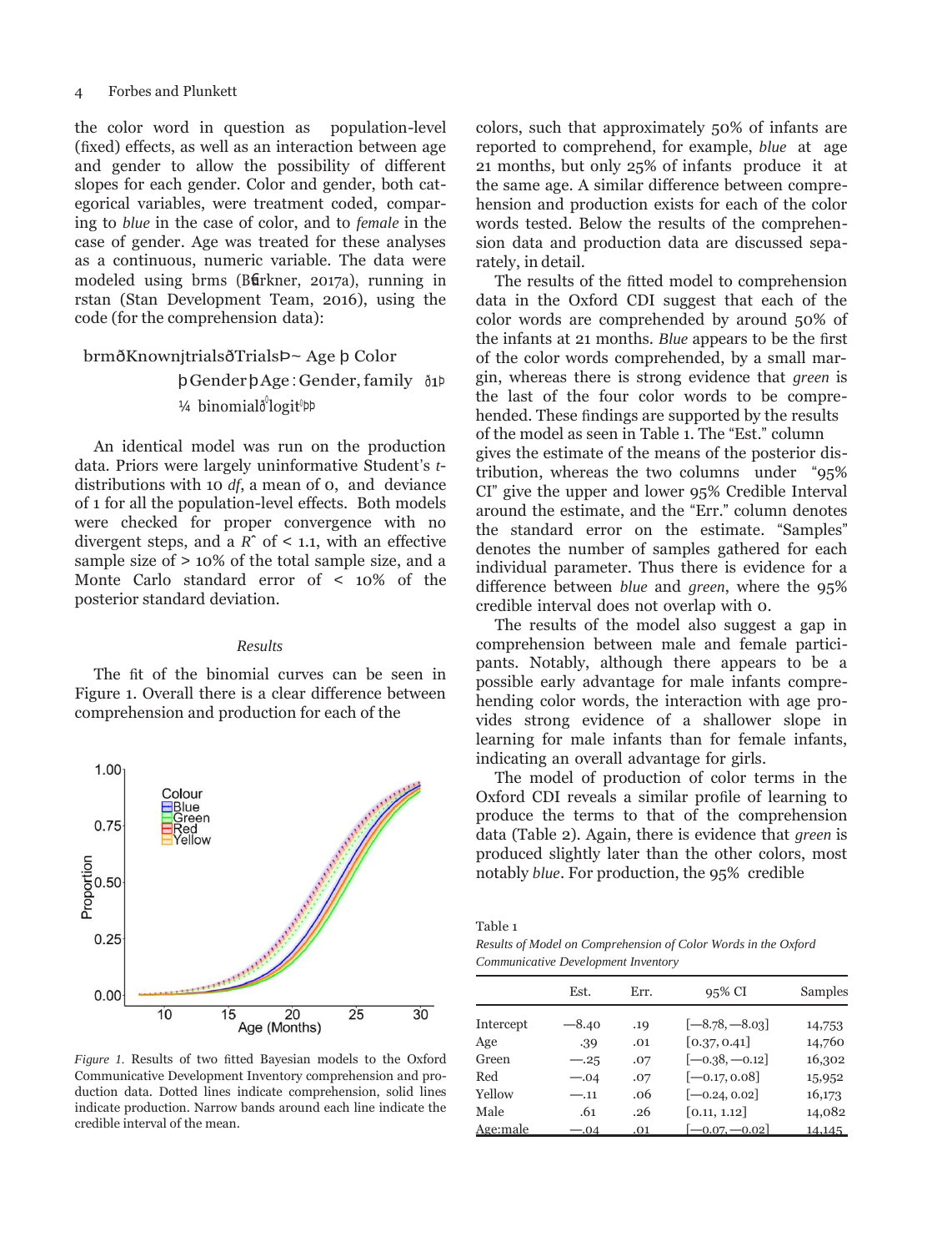the color word in question as population-level (fixed) effects, as well as an interaction between age and gender to allow the possibility of different slopes for each gender. Color and gender, both categorical variables, were treatment coded, comparing to *blue* in the case of color, and to *female* in the case of gender. Age was treated for these analyses as a continuous, numeric variable. The data were modeled using brms (Bürkner, 2017a), running in rstan (Stan Development Team, 2016), using the code (for the comprehension data):

```
brm(Known|trials(Trials) ~ Age + Color
        + Gender + Age : Gender, family (1)
        = binomial(logit))
```

An identical model was run on the production data. Priors were largely uninformative Student's *t*-distributions with 10 *df*, a mean of 0, and deviance of 1 for all the population-level effects. Both models were checked for proper convergence with no divergent steps, and a $\hat{R}$ of < 1.1, with an effective sample size of > 10% of the total sample size, and a Monte Carlo standard error of < 10% of the posterior standard deviation.

### Results

The fit of the binomial curves can be seen in Figure 1. Overall there is a clear difference between comprehension and production for each of the colors, such that approximately 50% of infants are reported to comprehend, for example, *blue* at age 21 months, but only 25% of infants produce it at the same age. A similar difference between comprehension and production exists for each of the color words tested. Below the results of the comprehension data and production data are discussed separately, in detail.

*Figure 1.* Results of two fitted Bayesian models to the Oxford Communicative Development Inventory comprehension and production data. Dotted lines indicate comprehension, solid lines indicate production. Narrow bands around each line indicate the credible interval of the mean.

The results of the fitted model to comprehension data in the Oxford CDI suggest that each of the color words are comprehended by around 50% of the infants at 21 months. *Blue* appears to be the first of the color words comprehended, by a small margin, whereas there is strong evidence that *green* is the last of the four color words to be comprehended. These findings are supported by the results of the model as seen in Table 1. The "Est." column gives the estimate of the means of the posterior distribution, whereas the two columns under "95% CI" give the upper and lower 95% Credible Interval around the estimate, and the "Err." column denotes the standard error on the estimate. "Samples" denotes the number of samples gathered for each individual parameter. Thus there is evidence for a difference between *blue* and *green*, where the 95% credible interval does not overlap with 0.

The results of the model also suggest a gap in comprehension between male and female participants. Notably, although there appears to be a possible early advantage for male infants comprehending color words, the interaction with age provides strong evidence of a shallower slope in learning for male infants than for female infants, indicating an overall advantage for girls.

The model of production of color terms in the Oxford CDI reveals a similar profile of learning to produce the terms to that of the comprehension data (Table 2). Again, there is evidence that *green* is produced slightly later than the other colors, most notably *blue*. For production, the 95% credible

Table 1
*Results of Model on Comprehension of Color Words in the Oxford Communicative Development Inventory*

| | Est. | Err. | 95% CI | Samples |
|---|---|---|---|---|
| Intercept | −8.40 | .19 | [−8.78, −8.03] | 14,753 |
| Age | .39 | .01 | [0.37, 0.41] | 14,760 |
| Green | −.25 | .07 | [−0.38, −0.12] | 16,302 |
| Red | −.04 | .07 | [−0.17, 0.08] | 15,952 |
| Yellow | −.11 | .06 | [−0.24, 0.02] | 16,173 |
| Male | .61 | .26 | [0.11, 1.12] | 14,082 |
| Age:male | −.04 | .01 | [−0.07, −0.02] | 14,145 |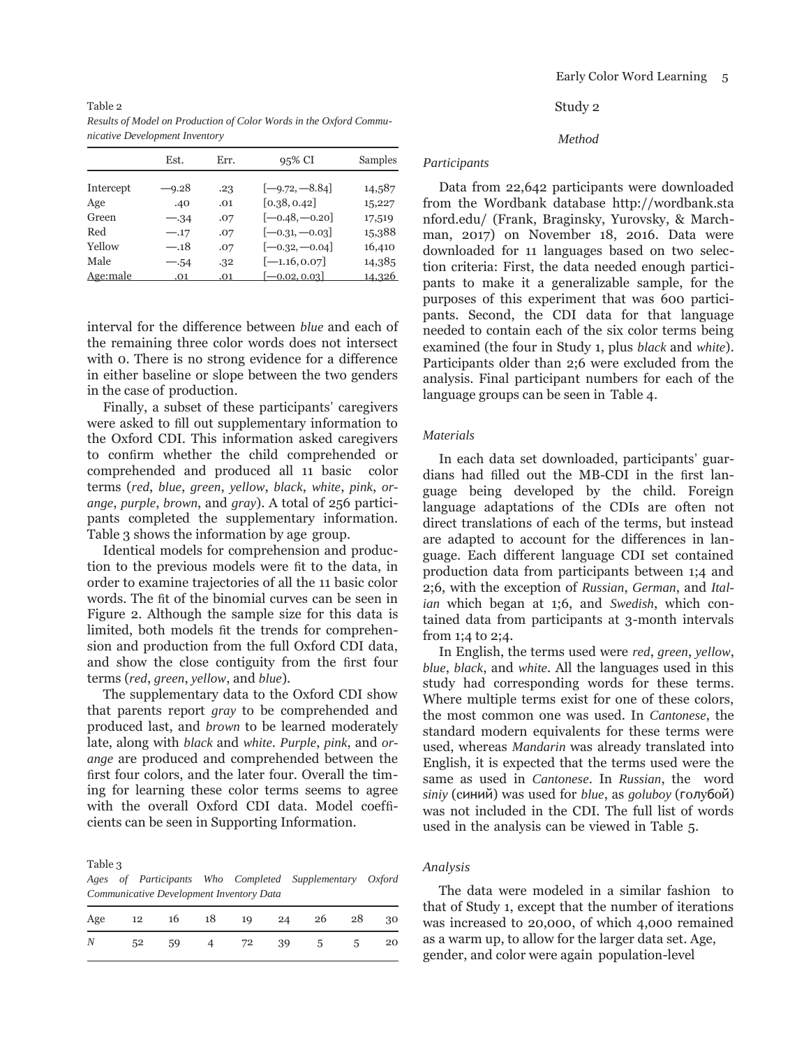Table 2

*Results of Model on Production of Color Words in the Oxford Communicative Development Inventory*

| | Est. | Err. | 95% CI | Samples |
|---|---|---|---|---|
| Intercept | −9.28 | .23 | [−9.72, −8.84] | 14,587 |
| Age | .40 | .01 | [0.38, 0.42] | 15,227 |
| Green | −.34 | .07 | [−0.48, −0.20] | 17,519 |
| Red | −.17 | .07 | [−0.31, −0.03] | 15,388 |
| Yellow | −.18 | .07 | [−0.32, −0.04] | 16,410 |
| Male | −.54 | .32 | [−1.16, 0.07] | 14,385 |
| Age:male | .01 | .01 | [−0.02, 0.03] | 14,326 |

interval for the difference between *blue* and each of the remaining three color words does not intersect with 0. There is no strong evidence for a difference in either baseline or slope between the two genders in the case of production.

Finally, a subset of these participants' caregivers were asked to fill out supplementary information to the Oxford CDI. This information asked caregivers to confirm whether the child comprehended or comprehended and produced all 11 basic color terms (*red*, *blue*, *green*, *yellow*, *black*, *white*, *pink*, *orange*, *purple*, *brown*, and *gray*). A total of 256 participants completed the supplementary information. Table 3 shows the information by age group.

Identical models for comprehension and production to the previous models were fit to the data, in order to examine trajectories of all the 11 basic color words. The fit of the binomial curves can be seen in Figure 2. Although the sample size for this data is limited, both models fit the trends for comprehension and production from the full Oxford CDI data, and show the close contiguity from the first four terms (*red*, *green*, *yellow*, and *blue*).

The supplementary data to the Oxford CDI show that parents report *gray* to be comprehended and produced last, and *brown* to be learned moderately late, along with *black* and *white*. *Purple*, *pink*, and *orange* are produced and comprehended between the first four colors, and the later four. Overall the timing for learning these color terms seems to agree with the overall Oxford CDI data. Model coefficients can be seen in Supporting Information.

Table 3

*Ages of Participants Who Completed Supplementary Oxford Communicative Development Inventory Data*

| Age | 12 | 16 | 18 | 19 | 24 | 26 | 28 | 30 |
|---|---|---|---|---|---|---|---|---|
| *N* | 52 | 59 | 4 | 72 | 39 | 5 | 5 | 20 |

## Study 2

### *Method*

#### *Participants*

Data from 22,642 participants were downloaded from the Wordbank database http://wordbank.stanford.edu/ (Frank, Braginsky, Yurovsky, & Marchman, 2017) on November 18, 2016. Data were downloaded for 11 languages based on two selection criteria: First, the data needed enough participants to make it a generalizable sample, for the purposes of this experiment that was 600 participants. Second, the CDI data for that language needed to contain each of the six color terms being examined (the four in Study 1, plus *black* and *white*). Participants older than 2;6 were excluded from the analysis. Final participant numbers for each of the language groups can be seen in Table 4.

#### *Materials*

In each data set downloaded, participants' guardians had filled out the MB-CDI in the first language being developed by the child. Foreign language adaptations of the CDIs are often not direct translations of each of the terms, but instead are adapted to account for the differences in language. Each different language CDI set contained production data from participants between 1;4 and 2;6, with the exception of *Russian*, *German*, and *Italian* which began at 1;6, and *Swedish*, which contained data from participants at 3-month intervals from 1;4 to 2;4.

In English, the terms used were *red*, *green*, *yellow*, *blue*, *black*, and *white*. All the languages used in this study had corresponding words for these terms. Where multiple terms exist for one of these colors, the most common one was used. In *Cantonese*, the standard modern equivalents for these terms were used, whereas *Mandarin* was already translated into English, it is expected that the terms used were the same as used in *Cantonese*. In *Russian*, the word *siniy* (синий) was used for *blue*, as *goluboy* (голубой) was not included in the CDI. The full list of words used in the analysis can be viewed in Table 5.

#### *Analysis*

The data were modeled in a similar fashion to that of Study 1, except that the number of iterations was increased to 20,000, of which 4,000 remained as a warm up, to allow for the larger data set. Age, gender, and color were again population-level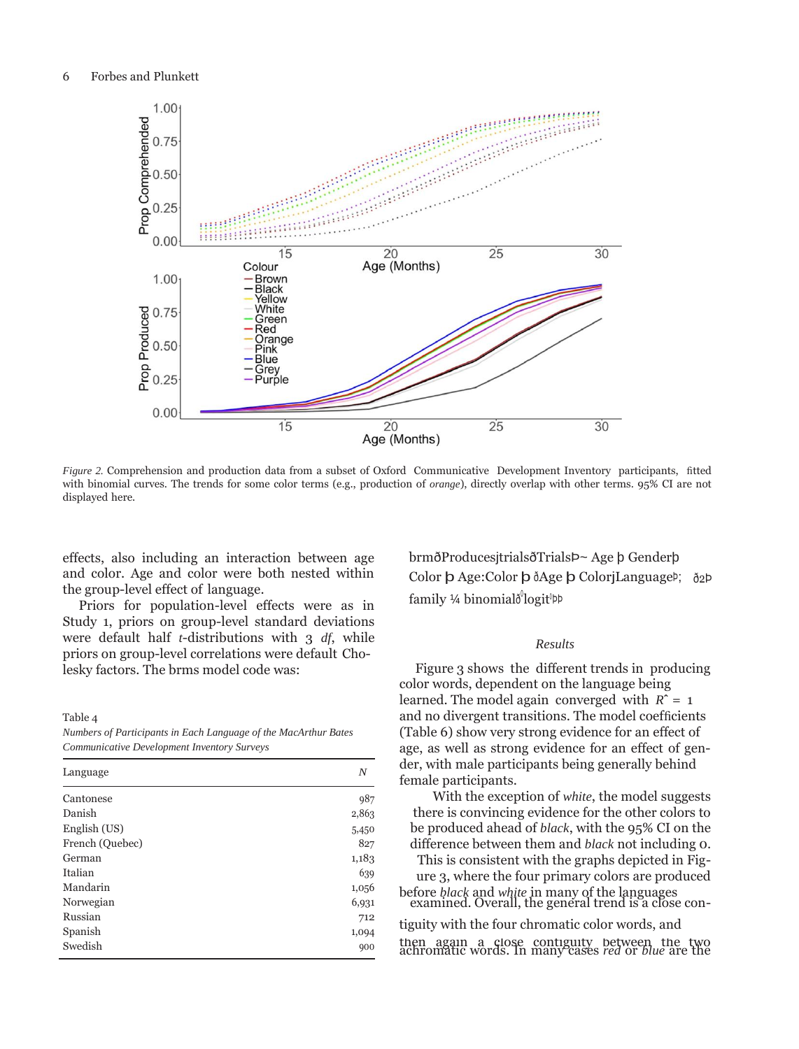*Figure 2.* Comprehension and production data from a subset of Oxford Communicative Development Inventory participants, fitted with binomial curves. The trends for some color terms (e.g., production of *orange*), directly overlap with other terms. 95% CI are not displayed here.

effects, also including an interaction between age and color. Age and color were both nested within the group-level effect of language.

Priors for population-level effects were as in Study 1, priors on group-level standard deviations were default half *t*-distributions with 3 *df*, while priors on group-level correlations were default Cholesky factors. The brms model code was:

```
brm(Produces|trials(Trials) ~ Age + Gender +
Color + Age:Color + (Age + Color|Language);    (2)
family = binomial(logit))
```

Table 4

*Numbers of Participants in Each Language of the MacArthur Bates Communicative Development Inventory Surveys*

| Language | *N* |
|---|---|
| Cantonese | 987 |
| Danish | 2,863 |
| English (US) | 5,450 |
| French (Quebec) | 827 |
| German | 1,183 |
| Italian | 639 |
| Mandarin | 1,056 |
| Norwegian | 6,931 |
| Russian | 712 |
| Spanish | 1,094 |
| Swedish | 900 |

*Results*

Figure 3 shows the different trends in producing color words, dependent on the language being learned. The model again converged with $\hat{R} = 1$ and no divergent transitions. The model coefficients (Table 6) show very strong evidence for an effect of age, as well as strong evidence for an effect of gender, with male participants being generally behind female participants.

With the exception of *white*, the model suggests there is convincing evidence for the other colors to be produced ahead of *black*, with the 95% CI on the difference between them and *black* not including 0. This is consistent with the graphs depicted in Figure 3, where the four primary colors are produced before *black* and *white* in many of the languages examined. Overall, the general trend is a close contiguity with the four chromatic color words, and then again a close contiguity between the two achromatic words. In many cases *red* or *blue* are the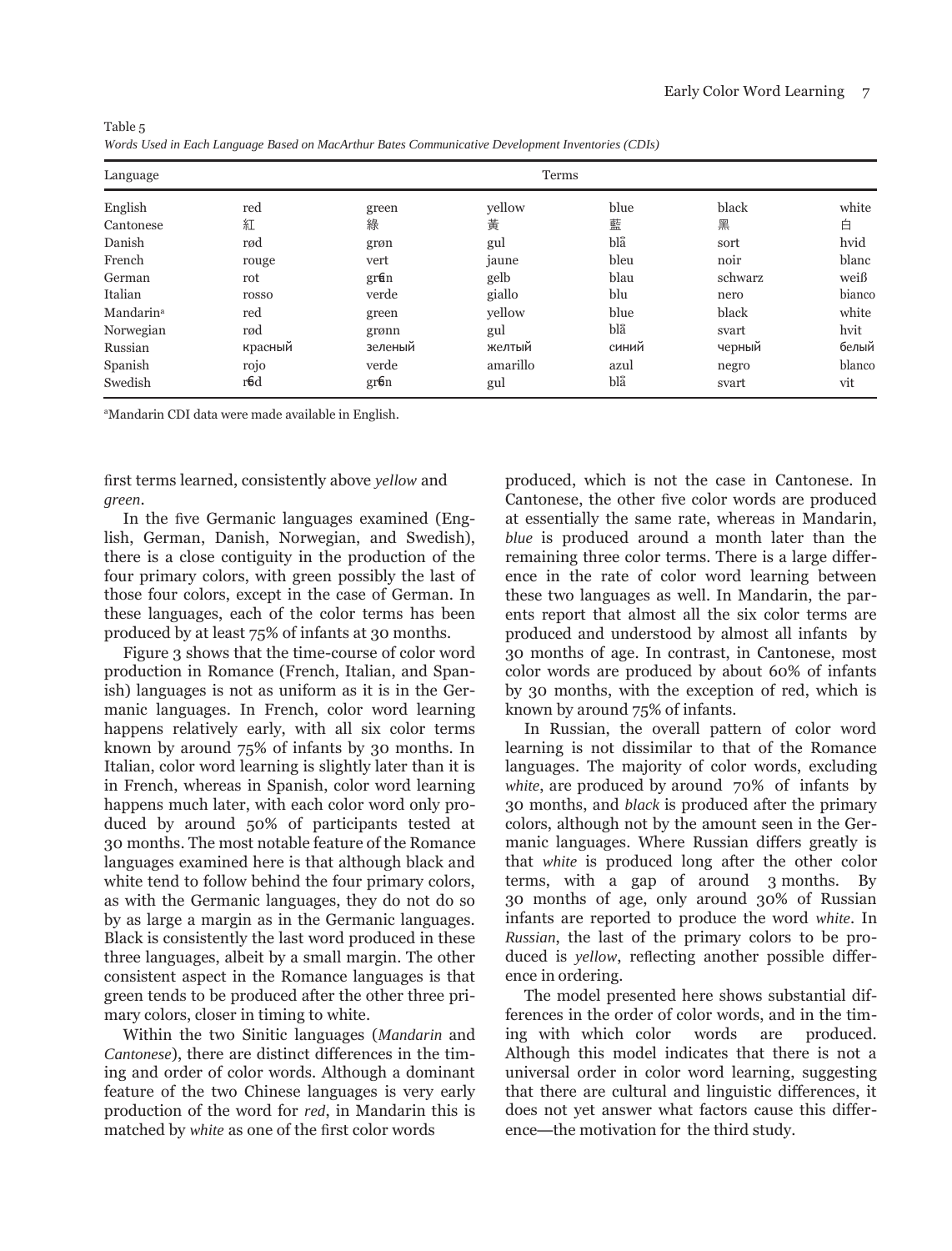Table 5

*Words Used in Each Language Based on MacArthur Bates Communicative Development Inventories (CDIs)*

| Language | Terms | | | | | |
|---|---|---|---|---|---|---|
| English | red | green | yellow | blue | black | white |
| Cantonese | 紅 | 綠 | 黃 | 藍 | 黑 | 白 |
| Danish | rød | grøn | gul | blå | sort | hvid |
| French | rouge | vert | jaune | bleu | noir | blanc |
| German | rot | grün | gelb | blau | schwarz | weiß |
| Italian | rosso | verde | giallo | blu | nero | bianco |
| Mandarin[a] | red | green | yellow | blue | black | white |
| Norwegian | rød | grønn | gul | blå | svart | hvit |
| Russian | красный | зеленый | желтый | синий | черный | белый |
| Spanish | rojo | verde | amarillo | azul | negro | blanco |
| Swedish | röd | grön | gul | blå | svart | vit |

[a]Mandarin CDI data were made available in English.

first terms learned, consistently above *yellow* and *green*.

In the five Germanic languages examined (English, German, Danish, Norwegian, and Swedish), there is a close contiguity in the production of the four primary colors, with green possibly the last of those four colors, except in the case of German. In these languages, each of the color terms has been produced by at least 75% of infants at 30 months.

Figure 3 shows that the time-course of color word production in Romance (French, Italian, and Spanish) languages is not as uniform as it is in the Germanic languages. In French, color word learning happens relatively early, with all six color terms known by around 75% of infants by 30 months. In Italian, color word learning is slightly later than it is in French, whereas in Spanish, color word learning happens much later, with each color word only produced by around 50% of participants tested at 30 months. The most notable feature of the Romance languages examined here is that although black and white tend to follow behind the four primary colors, as with the Germanic languages, they do not do so by as large a margin as in the Germanic languages. Black is consistently the last word produced in these three languages, albeit by a small margin. The other consistent aspect in the Romance languages is that green tends to be produced after the other three primary colors, closer in timing to white.

Within the two Sinitic languages (*Mandarin* and *Cantonese*), there are distinct differences in the timing and order of color words. Although a dominant feature of the two Chinese languages is very early production of the word for *red*, in Mandarin this is matched by *white* as one of the first color words produced, which is not the case in Cantonese. In Cantonese, the other five color words are produced at essentially the same rate, whereas in Mandarin, *blue* is produced around a month later than the remaining three color terms. There is a large difference in the rate of color word learning between these two languages as well. In Mandarin, the parents report that almost all the six color terms are produced and understood by almost all infants by 30 months of age. In contrast, in Cantonese, most color words are produced by about 60% of infants by 30 months, with the exception of red, which is known by around 75% of infants.

In Russian, the overall pattern of color word learning is not dissimilar to that of the Romance languages. The majority of color words, excluding *white*, are produced by around 70% of infants by 30 months, and *black* is produced after the primary colors, although not by the amount seen in the Germanic languages. Where Russian differs greatly is that *white* is produced long after the other color terms, with a gap of around 3 months. By 30 months of age, only around 30% of Russian infants are reported to produce the word *white*. In *Russian*, the last of the primary colors to be produced is *yellow*, reflecting another possible difference in ordering.

The model presented here shows substantial differences in the order of color words, and in the timing with which color words are produced. Although this model indicates that there is not a universal order in color word learning, suggesting that there are cultural and linguistic differences, it does not yet answer what factors cause this difference—the motivation for the third study.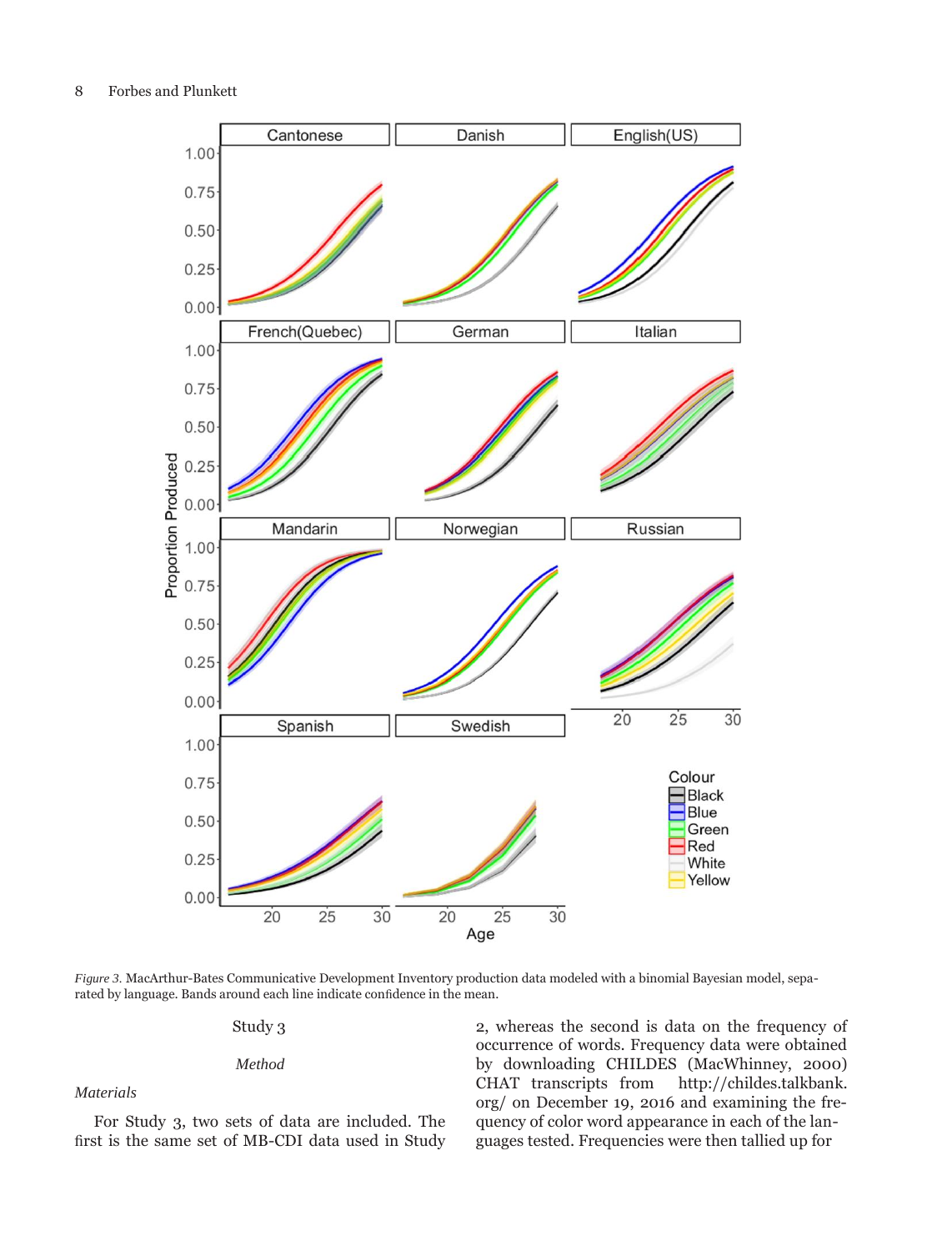*Figure 3.* MacArthur-Bates Communicative Development Inventory production data modeled with a binomial Bayesian model, separated by language. Bands around each line indicate confidence in the mean.

## Study 3

### *Method*

#### *Materials*

For Study 3, two sets of data are included. The first is the same set of MB-CDI data used in Study 2, whereas the second is data on the frequency of occurrence of words. Frequency data were obtained by downloading CHILDES (MacWhinney, 2000) CHAT transcripts from http://childes.talkbank.org/ on December 19, 2016 and examining the frequency of color word appearance in each of the languages tested. Frequencies were then tallied up for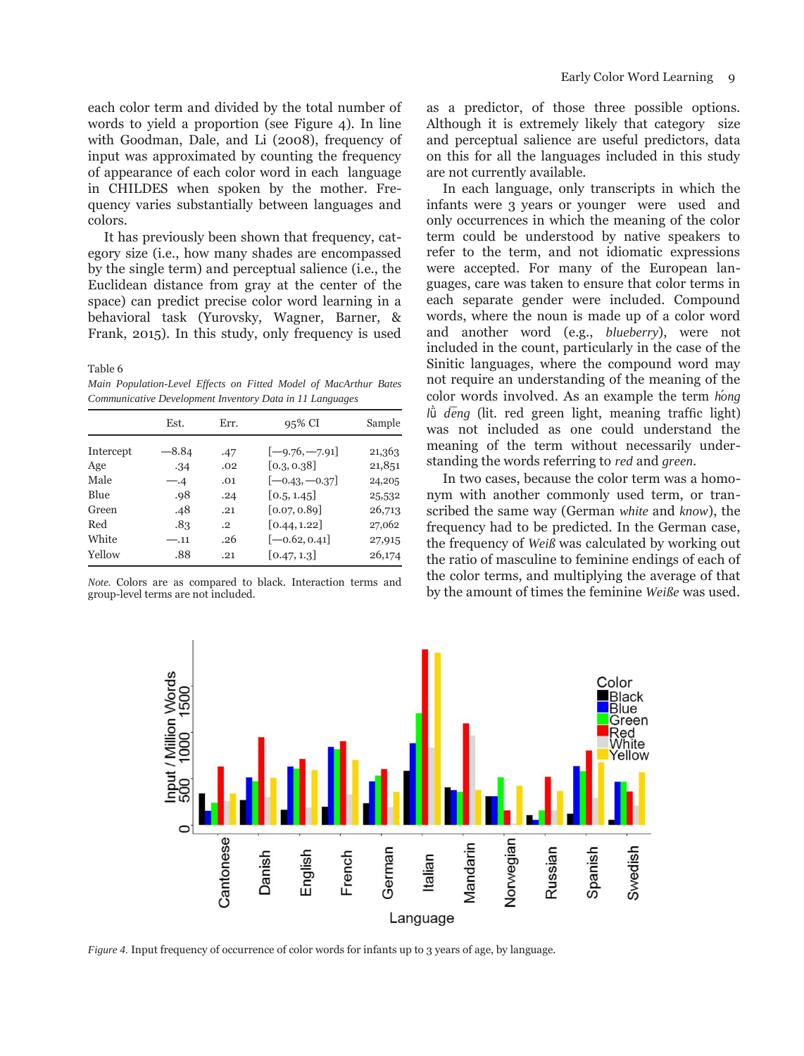each color term and divided by the total number of words to yield a proportion (see Figure 4). In line with Goodman, Dale, and Li (2008), frequency of input was approximated by counting the frequency of appearance of each color word in each language in CHILDES when spoken by the mother. Frequency varies substantially between languages and colors.

It has previously been shown that frequency, category size (i.e., how many shades are encompassed by the single term) and perceptual salience (i.e., the Euclidean distance from gray at the center of the space) can predict precise color word learning in a behavioral task (Yurovsky, Wagner, Barner, & Frank, 2015). In this study, only frequency is used as a predictor, of those three possible options. Although it is extremely likely that category size and perceptual salience are useful predictors, data on this for all the languages included in this study are not currently available.

Table 6

*Main Population-Level Effects on Fitted Model of MacArthur Bates Communicative Development Inventory Data in 11 Languages*

| | Est. | Err. | 95% CI | Sample |
|---|---|---|---|---|
| Intercept | −8.84 | .47 | [−9.76, −7.91] | 21,363 |
| Age | .34 | .02 | [0.3, 0.38] | 21,851 |
| Male | −.4 | .01 | [−0.43, −0.37] | 24,205 |
| Blue | .98 | .24 | [0.5, 1.45] | 25,532 |
| Green | .48 | .21 | [0.07, 0.89] | 26,713 |
| Red | .83 | .2 | [0.44, 1.22] | 27,062 |
| White | −.11 | .26 | [−0.62, 0.41] | 27,915 |
| Yellow | .88 | .21 | [0.47, 1.3] | 26,174 |

*Note.* Colors are as compared to black. Interaction terms and group-level terms are not included.

In each language, only transcripts in which the infants were 3 years or younger were used and only occurrences in which the meaning of the color term could be understood by native speakers to refer to the term, and not idiomatic expressions were accepted. For many of the European languages, care was taken to ensure that color terms in each separate gender were included. Compound words, where the noun is made up of a color word and another word (e.g., *blueberry*), were not included in the count, particularly in the case of the Sinitic languages, where the compound word may not require an understanding of the meaning of the color words involved. As an example the term *hóng lǜ dēng* (lit. red green light, meaning traffic light) was not included as one could understand the meaning of the term without necessarily understanding the words referring to *red* and *green*.

In two cases, because the color term was a homonym with another commonly used term, or transcribed the same way (German *white* and *know*), the frequency had to be predicted. In the German case, the frequency of *Weiß* was calculated by working out the ratio of masculine to feminine endings of each of the color terms, and multiplying the average of that by the amount of times the feminine *Weiße* was used.

*Figure 4.* Input frequency of occurrence of color words for infants up to 3 years of age, by language.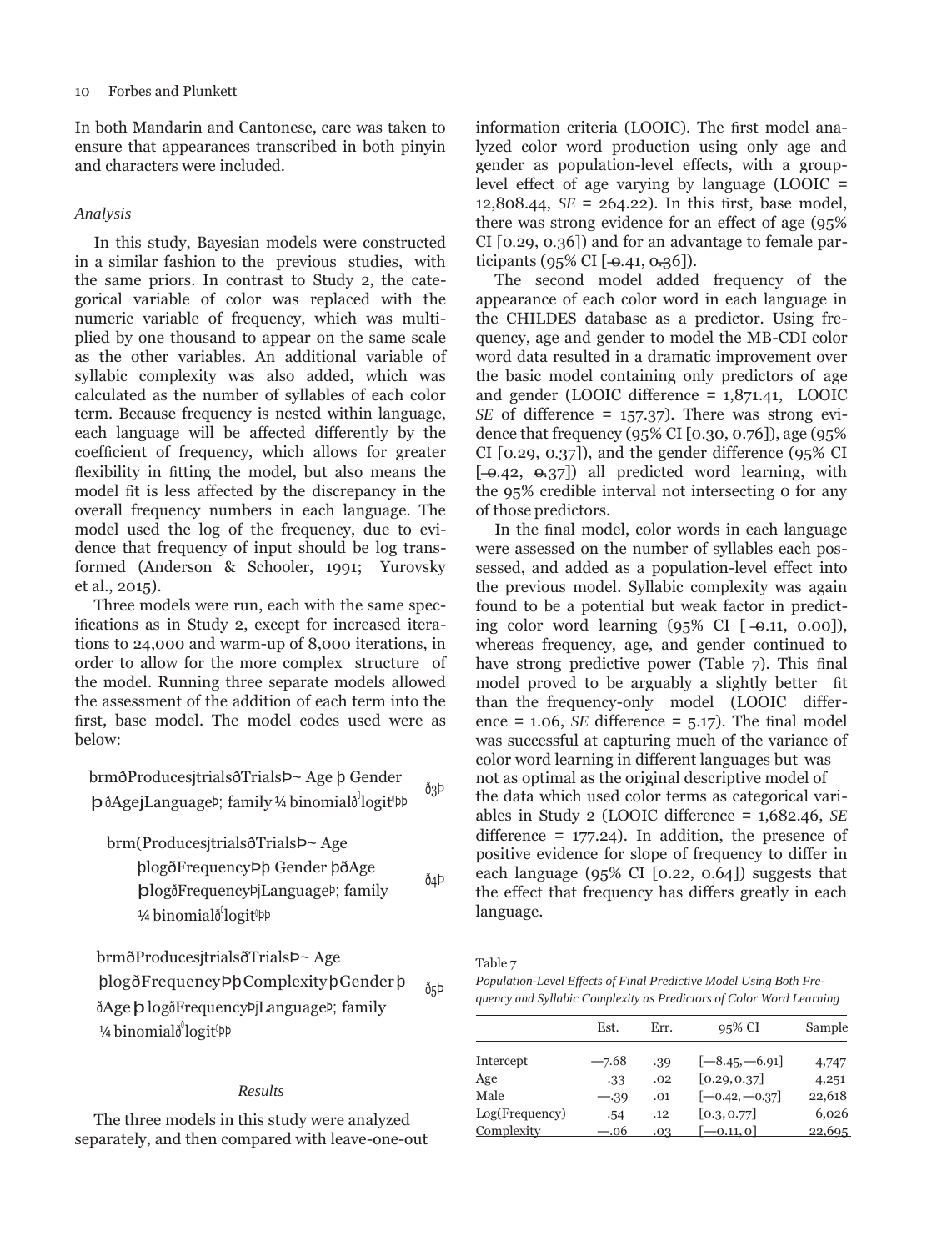In both Mandarin and Cantonese, care was taken to ensure that appearances transcribed in both pinyin and characters were included.

### *Analysis*

In this study, Bayesian models were constructed in a similar fashion to the previous studies, with the same priors. In contrast to Study 2, the categorical variable of color was replaced with the numeric variable of frequency, which was multiplied by one thousand to appear on the same scale as the other variables. An additional variable of syllabic complexity was also added, which was calculated as the number of syllables of each color term. Because frequency is nested within language, each language will be affected differently by the coefficient of frequency, which allows for greater flexibility in fitting the model, but also means the model fit is less affected by the discrepancy in the overall frequency numbers in each language. The model used the log of the frequency, due to evidence that frequency of input should be log transformed (Anderson & Schooler, 1991; Yurovsky et al., 2015).

Three models were run, each with the same specifications as in Study 2, except for increased iterations to 24,000 and warm-up of 8,000 iterations, in order to allow for the more complex structure of the model. Running three separate models allowed the assessment of the addition of each term into the first, base model. The model codes used were as below:

$$\text{brm}(\text{Produces}|\text{trials}(\text{Trials}) \sim \text{Age} + \text{Gender} + (\text{Age}|\text{Language}), \text{family} = \text{binomial}(\text{"logit"})) \quad (3)$$

$$\text{brm}(\text{Produces}|\text{trials}(\text{Trials}) \sim \text{Age} + \log(\text{Frequency}) + \text{Gender} + (\text{Age} + \log(\text{Frequency})|\text{Language}), \text{family} = \text{binomial}(\text{"logit"})) \quad (4)$$

$$\text{brm}(\text{Produces}|\text{trials}(\text{Trials}) \sim \text{Age} + \log(\text{Frequency}) + \text{Complexity} + \text{Gender} + (\text{Age} + \log(\text{Frequency})|\text{Language}), \text{family} = \text{binomial}(\text{"logit"})) \quad (5)$$

### *Results*

The three models in this study were analyzed separately, and then compared with leave-one-out information criteria (LOOIC). The first model analyzed color word production using only age and gender as population-level effects, with a group-level effect of age varying by language (LOOIC = 12,808.44, *SE* = 264.22). In this first, base model, there was strong evidence for an effect of age (95% CI [0.29, 0.36]) and for an advantage to female participants (95% CI [−0.41, −0.36]).

The second model added frequency of the appearance of each color word in each language in the CHILDES database as a predictor. Using frequency, age and gender to model the MB-CDI color word data resulted in a dramatic improvement over the basic model containing only predictors of age and gender (LOOIC difference = 1,871.41, LOOIC *SE* of difference = 157.37). There was strong evidence that frequency (95% CI [0.30, 0.76]), age (95% CI [0.29, 0.37]), and the gender difference (95% CI [−0.42, −0.37]) all predicted word learning, with the 95% credible interval not intersecting 0 for any of those predictors.

In the final model, color words in each language were assessed on the number of syllables each possessed, and added as a population-level effect into the previous model. Syllabic complexity was again found to be a potential but weak factor in predicting color word learning (95% CI [−0.11, 0.00]), whereas frequency, age, and gender continued to have strong predictive power (Table 7). This final model proved to be arguably a slightly better fit than the frequency-only model (LOOIC difference = 1.06, *SE* difference = 5.17). The final model was successful at capturing much of the variance of color word learning in different languages but was not as optimal as the original descriptive model of the data which used color terms as categorical variables in Study 2 (LOOIC difference = 1,682.46, *SE* difference = 177.24). In addition, the presence of positive evidence for slope of frequency to differ in each language (95% CI [0.22, 0.64]) suggests that the effect that frequency has differs greatly in each language.

Table 7

*Population-Level Effects of Final Predictive Model Using Both Frequency and Syllabic Complexity as Predictors of Color Word Learning*

| | Est. | Err. | 95% CI | Sample |
|---|---|---|---|---|
| Intercept | −7.68 | .39 | [−8.45, −6.91] | 4,747 |
| Age | .33 | .02 | [0.29, 0.37] | 4,251 |
| Male | −.39 | .01 | [−0.42, −0.37] | 22,618 |
| Log(Frequency) | .54 | .12 | [0.3, 0.77] | 6,026 |
| Complexity | −.06 | .03 | [−0.11, 0] | 22,695 |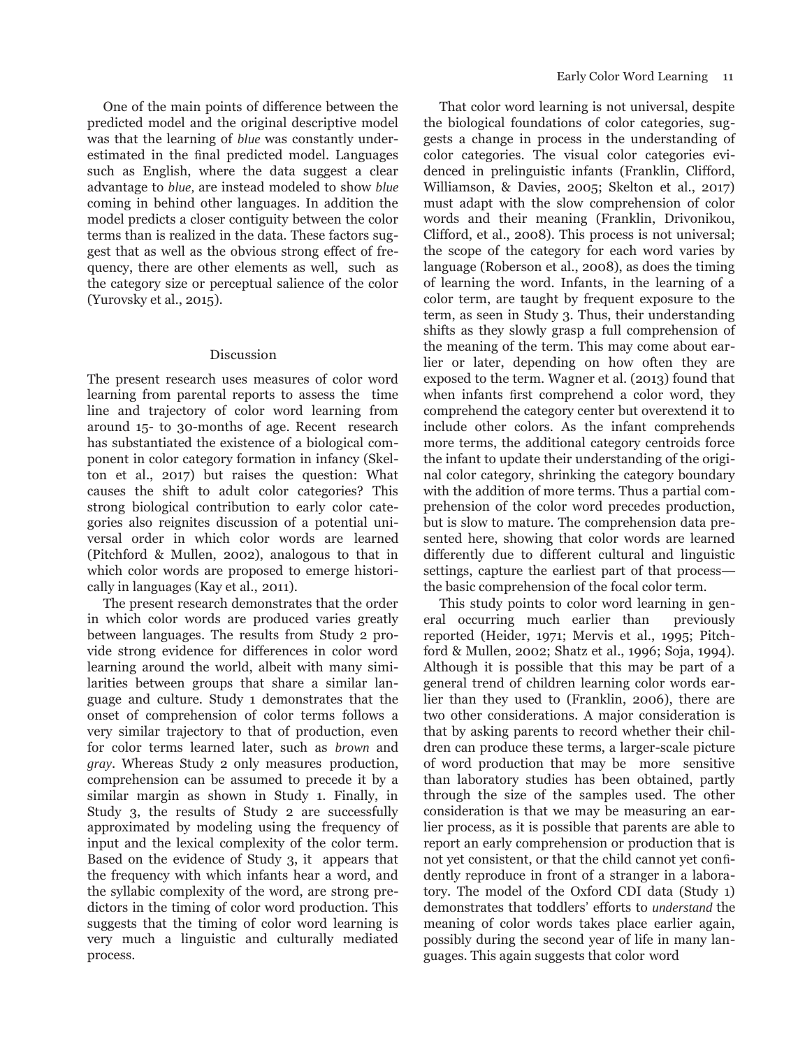One of the main points of difference between the predicted model and the original descriptive model was that the learning of *blue* was constantly underestimated in the final predicted model. Languages such as English, where the data suggest a clear advantage to *blue,* are instead modeled to show *blue* coming in behind other languages. In addition the model predicts a closer contiguity between the color terms than is realized in the data. These factors suggest that as well as the obvious strong effect of frequency, there are other elements as well, such as the category size or perceptual salience of the color (Yurovsky et al., 2015).

## Discussion

The present research uses measures of color word learning from parental reports to assess the time line and trajectory of color word learning from around 15- to 30-months of age. Recent research has substantiated the existence of a biological component in color category formation in infancy (Skelton et al., 2017) but raises the question: What causes the shift to adult color categories? This strong biological contribution to early color categories also reignites discussion of a potential universal order in which color words are learned (Pitchford & Mullen, 2002), analogous to that in which color words are proposed to emerge historically in languages (Kay et al., 2011).

The present research demonstrates that the order in which color words are produced varies greatly between languages. The results from Study 2 provide strong evidence for differences in color word learning around the world, albeit with many similarities between groups that share a similar language and culture. Study 1 demonstrates that the onset of comprehension of color terms follows a very similar trajectory to that of production, even for color terms learned later, such as *brown* and *gray*. Whereas Study 2 only measures production, comprehension can be assumed to precede it by a similar margin as shown in Study 1. Finally, in Study 3, the results of Study 2 are successfully approximated by modeling using the frequency of input and the lexical complexity of the color term. Based on the evidence of Study 3, it appears that the frequency with which infants hear a word, and the syllabic complexity of the word, are strong predictors in the timing of color word production. This suggests that the timing of color word learning is very much a linguistic and culturally mediated process.

That color word learning is not universal, despite the biological foundations of color categories, suggests a change in process in the understanding of color categories. The visual color categories evidenced in prelinguistic infants (Franklin, Clifford, Williamson, & Davies, 2005; Skelton et al., 2017) must adapt with the slow comprehension of color words and their meaning (Franklin, Drivonikou, Clifford, et al., 2008). This process is not universal; the scope of the category for each word varies by language (Roberson et al., 2008), as does the timing of learning the word. Infants, in the learning of a color term, are taught by frequent exposure to the term, as seen in Study 3. Thus, their understanding shifts as they slowly grasp a full comprehension of the meaning of the term. This may come about earlier or later, depending on how often they are exposed to the term. Wagner et al. (2013) found that when infants first comprehend a color word, they comprehend the category center but overextend it to include other colors. As the infant comprehends more terms, the additional category centroids force the infant to update their understanding of the original color category, shrinking the category boundary with the addition of more terms. Thus a partial comprehension of the color word precedes production, but is slow to mature. The comprehension data presented here, showing that color words are learned differently due to different cultural and linguistic settings, capture the earliest part of that process—the basic comprehension of the focal color term.

This study points to color word learning in general occurring much earlier than previously reported (Heider, 1971; Mervis et al., 1995; Pitchford & Mullen, 2002; Shatz et al., 1996; Soja, 1994). Although it is possible that this may be part of a general trend of children learning color words earlier than they used to (Franklin, 2006), there are two other considerations. A major consideration is that by asking parents to record whether their children can produce these terms, a larger-scale picture of word production that may be more sensitive than laboratory studies has been obtained, partly through the size of the samples used. The other consideration is that we may be measuring an earlier process, as it is possible that parents are able to report an early comprehension or production that is not yet consistent, or that the child cannot yet confidently reproduce in front of a stranger in a laboratory. The model of the Oxford CDI data (Study 1) demonstrates that toddlers' efforts to *understand* the meaning of color words takes place earlier again, possibly during the second year of life in many languages. This again suggests that color word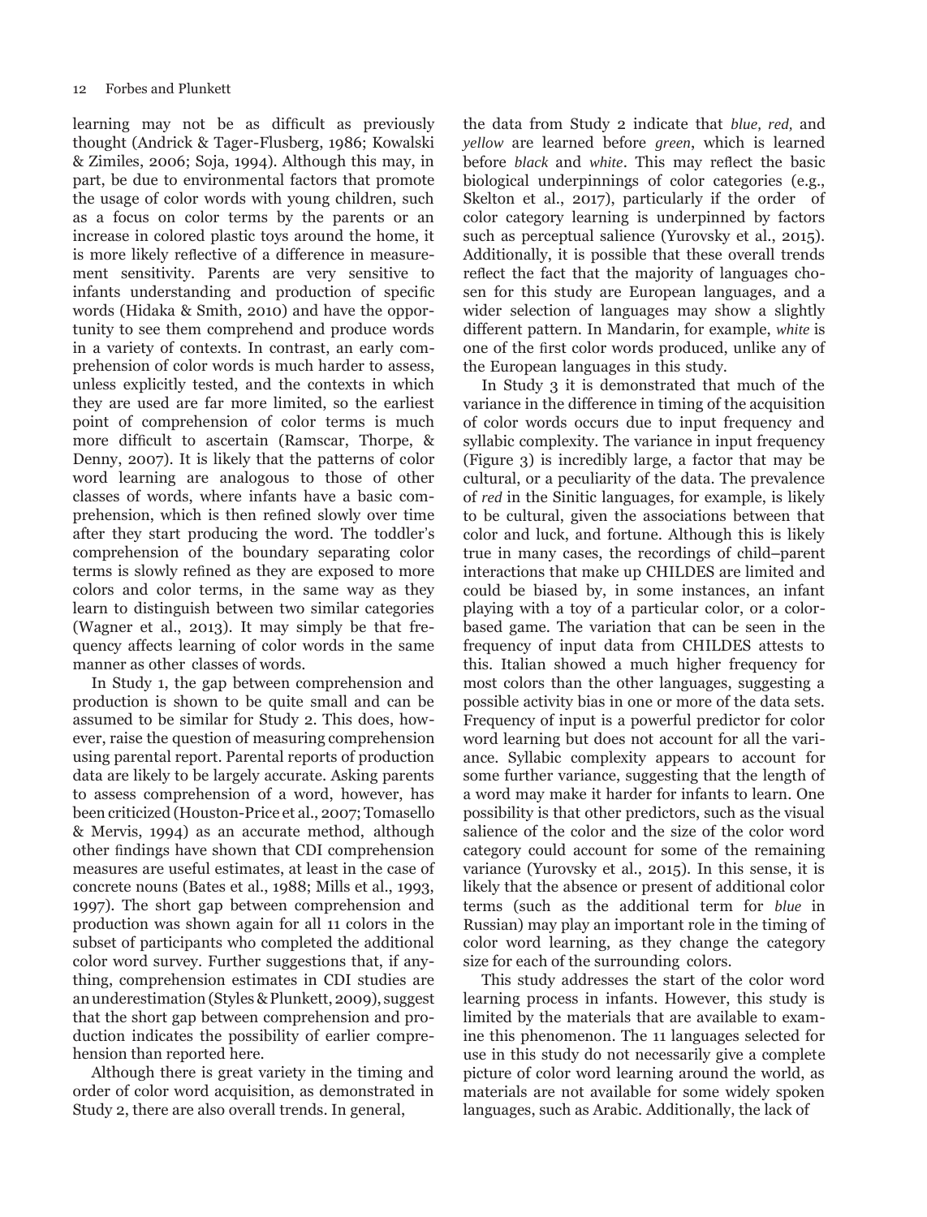learning may not be as difficult as previously thought (Andrick & Tager-Flusberg, 1986; Kowalski & Zimiles, 2006; Soja, 1994). Although this may, in part, be due to environmental factors that promote the usage of color words with young children, such as a focus on color terms by the parents or an increase in colored plastic toys around the home, it is more likely reflective of a difference in measurement sensitivity. Parents are very sensitive to infants understanding and production of specific words (Hidaka & Smith, 2010) and have the opportunity to see them comprehend and produce words in a variety of contexts. In contrast, an early comprehension of color words is much harder to assess, unless explicitly tested, and the contexts in which they are used are far more limited, so the earliest point of comprehension of color terms is much more difficult to ascertain (Ramscar, Thorpe, & Denny, 2007). It is likely that the patterns of color word learning are analogous to those of other classes of words, where infants have a basic comprehension, which is then refined slowly over time after they start producing the word. The toddler's comprehension of the boundary separating color terms is slowly refined as they are exposed to more colors and color terms, in the same way as they learn to distinguish between two similar categories (Wagner et al., 2013). It may simply be that frequency affects learning of color words in the same manner as other classes of words.

In Study 1, the gap between comprehension and production is shown to be quite small and can be assumed to be similar for Study 2. This does, however, raise the question of measuring comprehension using parental report. Parental reports of production data are likely to be largely accurate. Asking parents to assess comprehension of a word, however, has been criticized (Houston-Price et al., 2007; Tomasello & Mervis, 1994) as an accurate method, although other findings have shown that CDI comprehension measures are useful estimates, at least in the case of concrete nouns (Bates et al., 1988; Mills et al., 1993, 1997). The short gap between comprehension and production was shown again for all 11 colors in the subset of participants who completed the additional color word survey. Further suggestions that, if anything, comprehension estimates in CDI studies are an underestimation (Styles & Plunkett, 2009), suggest that the short gap between comprehension and production indicates the possibility of earlier comprehension than reported here.

Although there is great variety in the timing and order of color word acquisition, as demonstrated in Study 2, there are also overall trends. In general, the data from Study 2 indicate that *blue, red,* and *yellow* are learned before *green*, which is learned before *black* and *white*. This may reflect the basic biological underpinnings of color categories (e.g., Skelton et al., 2017), particularly if the order of color category learning is underpinned by factors such as perceptual salience (Yurovsky et al., 2015). Additionally, it is possible that these overall trends reflect the fact that the majority of languages chosen for this study are European languages, and a wider selection of languages may show a slightly different pattern. In Mandarin, for example, *white* is one of the first color words produced, unlike any of the European languages in this study.

In Study 3 it is demonstrated that much of the variance in the difference in timing of the acquisition of color words occurs due to input frequency and syllabic complexity. The variance in input frequency (Figure 3) is incredibly large, a factor that may be cultural, or a peculiarity of the data. The prevalence of *red* in the Sinitic languages, for example, is likely to be cultural, given the associations between that color and luck, and fortune. Although this is likely true in many cases, the recordings of child–parent interactions that make up CHILDES are limited and could be biased by, in some instances, an infant playing with a toy of a particular color, or a color-based game. The variation that can be seen in the frequency of input data from CHILDES attests to this. Italian showed a much higher frequency for most colors than the other languages, suggesting a possible activity bias in one or more of the data sets. Frequency of input is a powerful predictor for color word learning but does not account for all the variance. Syllabic complexity appears to account for some further variance, suggesting that the length of a word may make it harder for infants to learn. One possibility is that other predictors, such as the visual salience of the color and the size of the color word category could account for some of the remaining variance (Yurovsky et al., 2015). In this sense, it is likely that the absence or present of additional color terms (such as the additional term for *blue* in Russian) may play an important role in the timing of color word learning, as they change the category size for each of the surrounding colors.

This study addresses the start of the color word learning process in infants. However, this study is limited by the materials that are available to examine this phenomenon. The 11 languages selected for use in this study do not necessarily give a complete picture of color word learning around the world, as materials are not available for some widely spoken languages, such as Arabic. Additionally, the lack of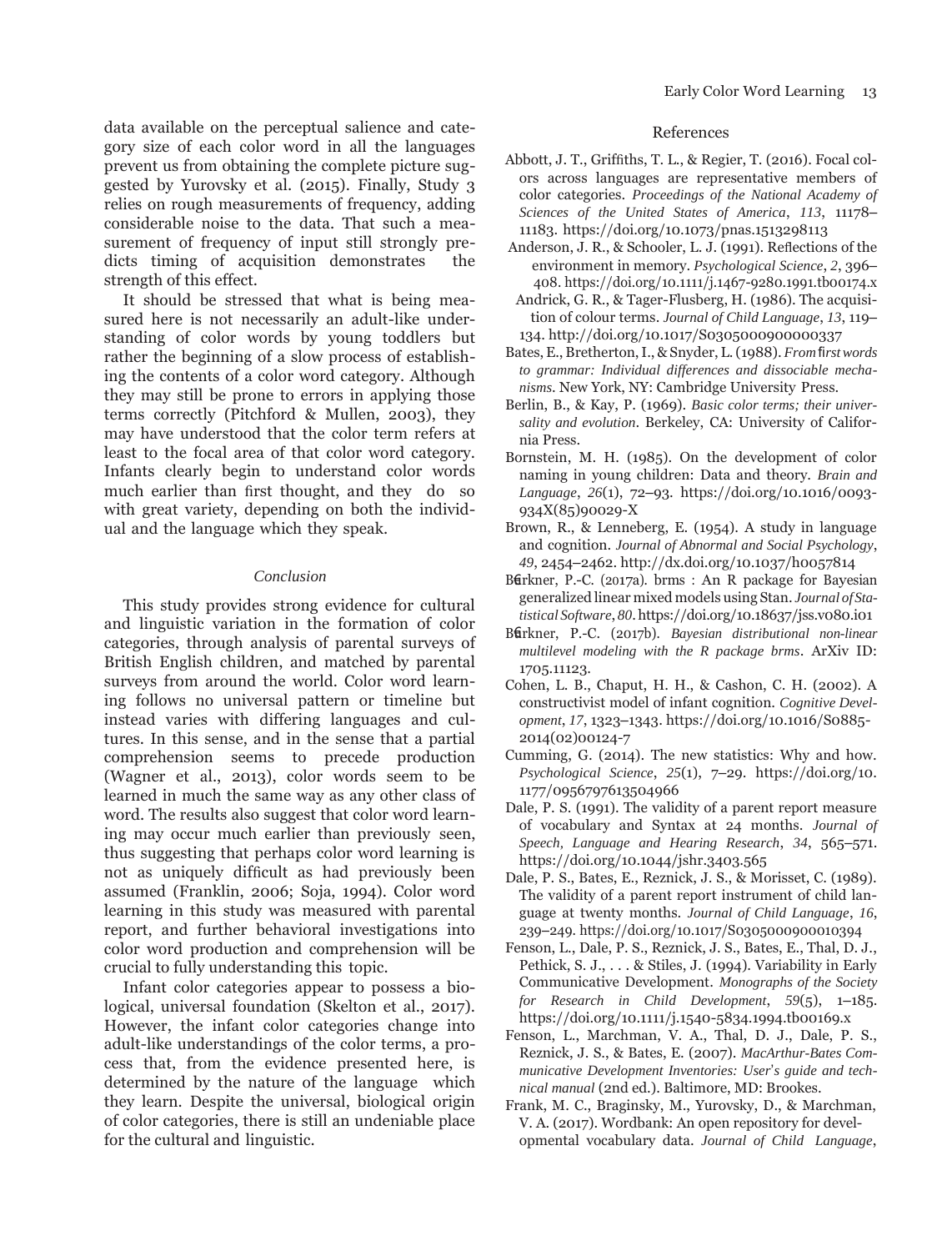data available on the perceptual salience and category size of each color word in all the languages prevent us from obtaining the complete picture suggested by Yurovsky et al. (2015). Finally, Study 3 relies on rough measurements of frequency, adding considerable noise to the data. That such a measurement of frequency of input still strongly predicts timing of acquisition demonstrates the strength of this effect.

It should be stressed that what is being measured here is not necessarily an adult-like understanding of color words by young toddlers but rather the beginning of a slow process of establishing the contents of a color word category. Although they may still be prone to errors in applying those terms correctly (Pitchford & Mullen, 2003), they may have understood that the color term refers at least to the focal area of that color word category. Infants clearly begin to understand color words much earlier than first thought, and they do so with great variety, depending on both the individual and the language which they speak.

## Conclusion

This study provides strong evidence for cultural and linguistic variation in the formation of color categories, through analysis of parental surveys of British English children, and matched by parental surveys from around the world. Color word learning follows no universal pattern or timeline but instead varies with differing languages and cultures. In this sense, and in the sense that a partial comprehension seems to precede production (Wagner et al., 2013), color words seem to be learned in much the same way as any other class of word. The results also suggest that color word learning may occur much earlier than previously seen, thus suggesting that perhaps color word learning is not as uniquely difficult as had previously been assumed (Franklin, 2006; Soja, 1994). Color word learning in this study was measured with parental report, and further behavioral investigations into color word production and comprehension will be crucial to fully understanding this topic.

Infant color categories appear to possess a biological, universal foundation (Skelton et al., 2017). However, the infant color categories change into adult-like understandings of the color terms, a process that, from the evidence presented here, is determined by the nature of the language which they learn. Despite the universal, biological origin of color categories, there is still an undeniable place for the cultural and linguistic.

## References

Abbott, J. T., Griffiths, T. L., & Regier, T. (2016). Focal colors across languages are representative members of color categories. *Proceedings of the National Academy of Sciences of the United States of America*, *113*, 11178–11183. https://doi.org/10.1073/pnas.1513298113

Anderson, J. R., & Schooler, L. J. (1991). Reflections of the environment in memory. *Psychological Science*, *2*, 396–408. https://doi.org/10.1111/j.1467-9280.1991.tb00174.x

Andrick, G. R., & Tager-Flusberg, H. (1986). The acquisition of colour terms. *Journal of Child Language*, *13*, 119–134. http://doi.org/10.1017/S0305000900000337

Bates, E., Bretherton, I., & Snyder, L. (1988). *From first words to grammar: Individual differences and dissociable mechanisms*. New York, NY: Cambridge University Press.

Berlin, B., & Kay, P. (1969). *Basic color terms; their universality and evolution*. Berkeley, CA: University of California Press.

Bornstein, M. H. (1985). On the development of color naming in young children: Data and theory. *Brain and Language*, *26*(1), 72–93. https://doi.org/10.1016/0093-934X(85)90029-X

Brown, R., & Lenneberg, E. (1954). A study in language and cognition. *Journal of Abnormal and Social Psychology*, *49*, 2454–2462. http://dx.doi.org/10.1037/h0057814

Bürkner, P.-C. (2017a). brms : An R package for Bayesian generalized linear mixed models using Stan. *Journal of Statistical Software*, *80*. https://doi.org/10.18637/jss.v080.i01

Bürkner, P.-C. (2017b). *Bayesian distributional non-linear multilevel modeling with the R package brms*. ArXiv ID: 1705.11123.

Cohen, L. B., Chaput, H. H., & Cashon, C. H. (2002). A constructivist model of infant cognition. *Cognitive Development*, *17*, 1323–1343. https://doi.org/10.1016/S0885-2014(02)00124-7

Cumming, G. (2014). The new statistics: Why and how. *Psychological Science*, *25*(1), 7–29. https://doi.org/10.1177/0956797613504966

Dale, P. S. (1991). The validity of a parent report measure of vocabulary and Syntax at 24 months. *Journal of Speech, Language and Hearing Research*, *34*, 565–571. https://doi.org/10.1044/jshr.3403.565

Dale, P. S., Bates, E., Reznick, J. S., & Morisset, C. (1989). The validity of a parent report instrument of child language at twenty months. *Journal of Child Language*, *16*, 239–249. https://doi.org/10.1017/S0305000900010394

Fenson, L., Dale, P. S., Reznick, J. S., Bates, E., Thal, D. J., Pethick, S. J., . . . & Stiles, J. (1994). Variability in Early Communicative Development. *Monographs of the Society for Research in Child Development*, *59*(5), 1–185. https://doi.org/10.1111/j.1540-5834.1994.tb00169.x

Fenson, L., Marchman, V. A., Thal, D. J., Dale, P. S., Reznick, J. S., & Bates, E. (2007). *MacArthur-Bates Communicative Development Inventories: User's guide and technical manual* (2nd ed.). Baltimore, MD: Brookes.

Frank, M. C., Braginsky, M., Yurovsky, D., & Marchman, V. A. (2017). Wordbank: An open repository for developmental vocabulary data. *Journal of Child Language*,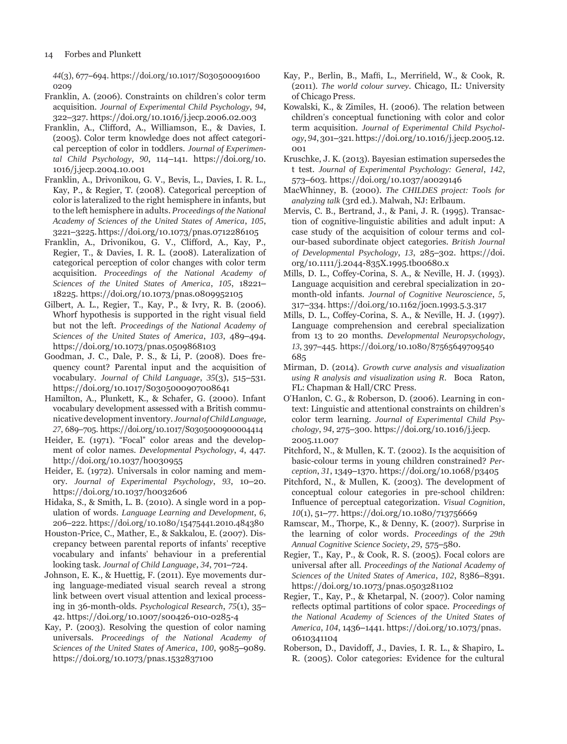*44*(3), 677–694. https://doi.org/10.1017/S0305000091600209

Franklin, A. (2006). Constraints on children's color term acquisition. *Journal of Experimental Child Psychology*, *94*, 322–327. https://doi.org/10.1016/j.jecp.2006.02.003

Franklin, A., Clifford, A., Williamson, E., & Davies, I. (2005). Color term knowledge does not affect categorical perception of color in toddlers. *Journal of Experimental Child Psychology*, *90*, 114–141. https://doi.org/10.1016/j.jecp.2004.10.001

Franklin, A., Drivonikou, G. V., Bevis, L., Davies, I. R. L., Kay, P., & Regier, T. (2008). Categorical perception of color is lateralized to the right hemisphere in infants, but to the left hemisphere in adults. *Proceedings of the National Academy of Sciences of the United States of America*, *105*, 3221–3225. https://doi.org/10.1073/pnas.0712286105

Franklin, A., Drivonikou, G. V., Clifford, A., Kay, P., Regier, T., & Davies, I. R. L. (2008). Lateralization of categorical perception of color changes with color term acquisition. *Proceedings of the National Academy of Sciences of the United States of America*, *105*, 18221–18225. https://doi.org/10.1073/pnas.0809952105

Gilbert, A. L., Regier, T., Kay, P., & Ivry, R. B. (2006). Whorf hypothesis is supported in the right visual field but not the left. *Proceedings of the National Academy of Sciences of the United States of America*, *103*, 489–494. https://doi.org/10.1073/pnas.0509868103

Goodman, J. C., Dale, P. S., & Li, P. (2008). Does frequency count? Parental input and the acquisition of vocabulary. *Journal of Child Language*, *35*(3), 515–531. https://doi.org/10.1017/S0305000907008641

Hamilton, A., Plunkett, K., & Schafer, G. (2000). Infant vocabulary development assessed with a British communicative development inventory. *Journal of Child Language*, *27*, 689–705. https://doi.org/10.1017/S0305000900004414

Heider, E. (1971). "Focal" color areas and the development of color names. *Developmental Psychology*, *4*, 447. http://doi.org/10.1037/h0030955

Heider, E. (1972). Universals in color naming and memory. *Journal of Experimental Psychology*, *93*, 10–20. https://doi.org/10.1037/h0032606

Hidaka, S., & Smith, L. B. (2010). A single word in a population of words. *Language Learning and Development*, *6*, 206–222. https://doi.org/10.1080/15475441.2010.484380

Houston-Price, C., Mather, E., & Sakkalou, E. (2007). Discrepancy between parental reports of infants' receptive vocabulary and infants' behaviour in a preferential looking task. *Journal of Child Language*, *34*, 701–724.

Johnson, E. K., & Huettig, F. (2011). Eye movements during language-mediated visual search reveal a strong link between overt visual attention and lexical processing in 36-month-olds. *Psychological Research*, *75*(1), 35–42. https://doi.org/10.1007/s00426-010-0285-4

Kay, P. (2003). Resolving the question of color naming universals. *Proceedings of the National Academy of Sciences of the United States of America*, *100*, 9085–9089. https://doi.org/10.1073/pnas.1532837100

Kay, P., Berlin, B., Maffi, L., Merrifield, W., & Cook, R. (2011). *The world colour survey*. Chicago, IL: University of Chicago Press.

Kowalski, K., & Zimiles, H. (2006). The relation between children's conceptual functioning with color and color term acquisition. *Journal of Experimental Child Psychology*, *94*, 301–321. https://doi.org/10.1016/j.jecp.2005.12.001

Kruschke, J. K. (2013). Bayesian estimation supersedes the t test. *Journal of Experimental Psychology: General*, *142*, 573–603. https://doi.org/10.1037/a0029146

MacWhinney, B. (2000). *The CHILDES project: Tools for analyzing talk* (3rd ed.). Malwah, NJ: Erlbaum.

Mervis, C. B., Bertrand, J., & Pani, J. R. (1995). Transaction of cognitive-linguistic abilities and adult input: A case study of the acquisition of colour terms and colour-based subordinate object categories. *British Journal of Developmental Psychology*, *13*, 285–302. https://doi.org/10.1111/j.2044-835X.1995.tb00680.x

Mills, D. L., Coffey-Corina, S. A., & Neville, H. J. (1993). Language acquisition and cerebral specialization in 20-month-old infants. *Journal of Cognitive Neuroscience*, *5*, 317–334. https://doi.org/10.1162/jocn.1993.5.3.317

Mills, D. L., Coffey-Corina, S. A., & Neville, H. J. (1997). Language comprehension and cerebral specialization from 13 to 20 months. *Developmental Neuropsychology*, *13*, 397–445. https://doi.org/10.1080/87565649709540685

Mirman, D. (2014). *Growth curve analysis and visualization using R analysis and visualization using R*. Boca Raton, FL: Chapman & Hall/CRC Press.

O'Hanlon, C. G., & Roberson, D. (2006). Learning in context: Linguistic and attentional constraints on children's color term learning. *Journal of Experimental Child Psychology*, *94*, 275–300. https://doi.org/10.1016/j.jecp.2005.11.007

Pitchford, N., & Mullen, K. T. (2002). Is the acquisition of basic-colour terms in young children constrained? *Perception*, *31*, 1349–1370. https://doi.org/10.1068/p3405

Pitchford, N., & Mullen, K. (2003). The development of conceptual colour categories in pre-school children: Influence of perceptual categorization. *Visual Cognition*, *10*(1), 51–77. https://doi.org/10.1080/713756669

Ramscar, M., Thorpe, K., & Denny, K. (2007). Surprise in the learning of color words. *Proceedings of the 29th Annual Cognitive Science Society*, *29*, 575–580.

Regier, T., Kay, P., & Cook, R. S. (2005). Focal colors are universal after all. *Proceedings of the National Academy of Sciences of the United States of America*, *102*, 8386–8391. https://doi.org/10.1073/pnas.0503281102

Regier, T., Kay, P., & Khetarpal, N. (2007). Color naming reflects optimal partitions of color space. *Proceedings of the National Academy of Sciences of the United States of America*, *104*, 1436–1441. https://doi.org/10.1073/pnas.0610341104

Roberson, D., Davidoff, J., Davies, I. R. L., & Shapiro, L. R. (2005). Color categories: Evidence for the cultural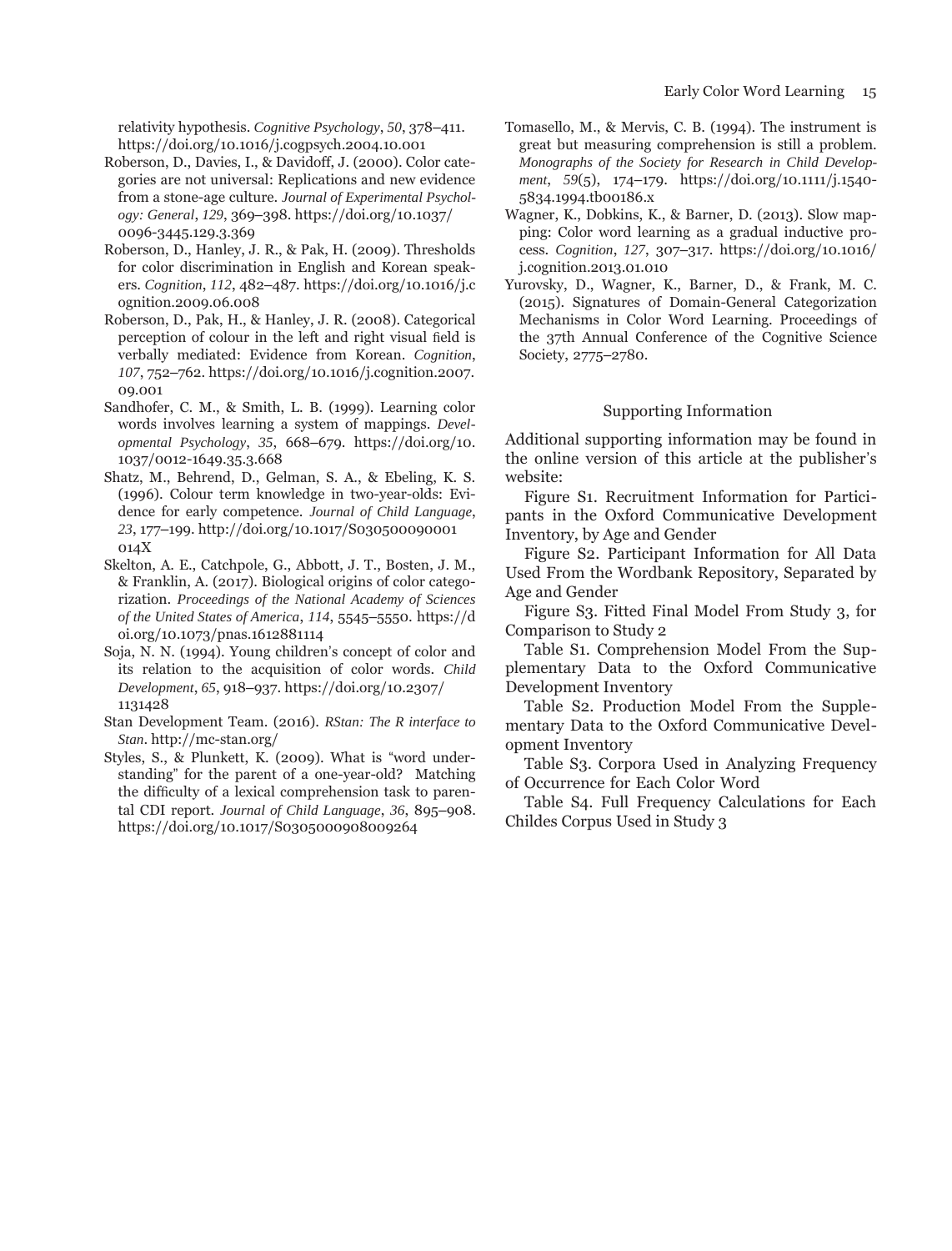relativity hypothesis. *Cognitive Psychology*, *50*, 378–411. https://doi.org/10.1016/j.cogpsych.2004.10.001

Roberson, D., Davies, I., & Davidoff, J. (2000). Color categories are not universal: Replications and new evidence from a stone-age culture. *Journal of Experimental Psychology: General*, *129*, 369–398. https://doi.org/10.1037/0096-3445.129.3.369

Roberson, D., Hanley, J. R., & Pak, H. (2009). Thresholds for color discrimination in English and Korean speakers. *Cognition*, *112*, 482–487. https://doi.org/10.1016/j.cognition.2009.06.008

Roberson, D., Pak, H., & Hanley, J. R. (2008). Categorical perception of colour in the left and right visual field is verbally mediated: Evidence from Korean. *Cognition*, *107*, 752–762. https://doi.org/10.1016/j.cognition.2007.09.001

Sandhofer, C. M., & Smith, L. B. (1999). Learning color words involves learning a system of mappings. *Developmental Psychology*, *35*, 668–679. https://doi.org/10.1037/0012-1649.35.3.668

Shatz, M., Behrend, D., Gelman, S. A., & Ebeling, K. S. (1996). Colour term knowledge in two-year-olds: Evidence for early competence. *Journal of Child Language*, *23*, 177–199. http://doi.org/10.1017/S0305000900010014X

Skelton, A. E., Catchpole, G., Abbott, J. T., Bosten, J. M., & Franklin, A. (2017). Biological origins of color categorization. *Proceedings of the National Academy of Sciences of the United States of America*, *114*, 5545–5550. https://doi.org/10.1073/pnas.1612881114

Soja, N. N. (1994). Young children's concept of color and its relation to the acquisition of color words. *Child Development*, *65*, 918–937. https://doi.org/10.2307/1131428

Stan Development Team. (2016). *RStan: The R interface to Stan*. http://mc-stan.org/

Styles, S., & Plunkett, K. (2009). What is "word understanding" for the parent of a one-year-old? Matching the difficulty of a lexical comprehension task to parental CDI report. *Journal of Child Language*, *36*, 895–908. https://doi.org/10.1017/S0305000908009264

Tomasello, M., & Mervis, C. B. (1994). The instrument is great but measuring comprehension is still a problem. *Monographs of the Society for Research in Child Development*, *59*(5), 174–179. https://doi.org/10.1111/j.1540-5834.1994.tb00186.x

Wagner, K., Dobkins, K., & Barner, D. (2013). Slow mapping: Color word learning as a gradual inductive process. *Cognition*, *127*, 307–317. https://doi.org/10.1016/j.cognition.2013.01.010

Yurovsky, D., Wagner, K., Barner, D., & Frank, M. C. (2015). Signatures of Domain-General Categorization Mechanisms in Color Word Learning. Proceedings of the 37th Annual Conference of the Cognitive Science Society, 2775–2780.

## Supporting Information

Additional supporting information may be found in the online version of this article at the publisher's website:

Figure S1. Recruitment Information for Participants in the Oxford Communicative Development Inventory, by Age and Gender

Figure S2. Participant Information for All Data Used From the Wordbank Repository, Separated by Age and Gender

Figure S3. Fitted Final Model From Study 3, for Comparison to Study 2

Table S1. Comprehension Model From the Supplementary Data to the Oxford Communicative Development Inventory

Table S2. Production Model From the Supplementary Data to the Oxford Communicative Development Inventory

Table S3. Corpora Used in Analyzing Frequency of Occurrence for Each Color Word

Table S4. Full Frequency Calculations for Each Childes Corpus Used in Study 3